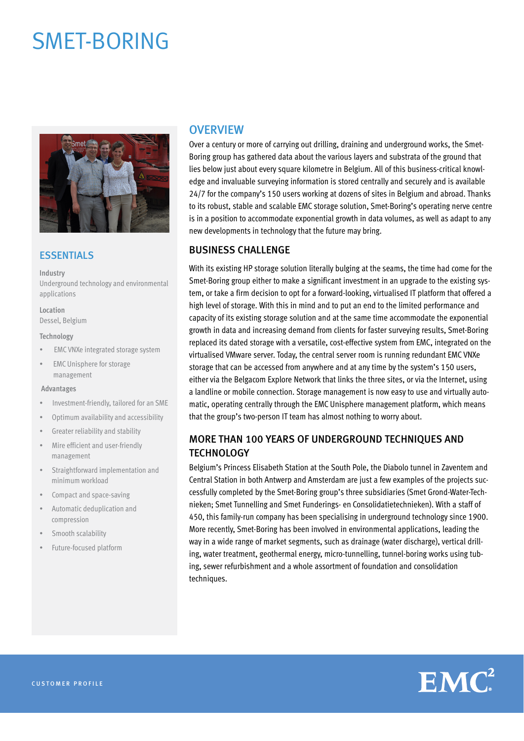# SMET-BORING

## ESSENTIALS

**Industry**
Underground technology and environmental applications

**Location**
Dessel, Belgium

**Technology**

- EMC VNXe integrated storage system
- EMC Unisphere for storage management

**Advantages**

- Investment-friendly, tailored for an SME
- Optimum availability and accessibility
- Greater reliability and stability
- Mire efficient and user-friendly management
- Straightforward implementation and minimum workload
- Compact and space-saving
- Automatic deduplication and compression
- Smooth scalability
- Future-focused platform

## OVERVIEW

Over a century or more of carrying out drilling, draining and underground works, the Smet-Boring group has gathered data about the various layers and substrata of the ground that lies below just about every square kilometre in Belgium. All of this business-critical knowledge and invaluable surveying information is stored centrally and securely and is available 24/7 for the company's 150 users working at dozens of sites in Belgium and abroad. Thanks to its robust, stable and scalable EMC storage solution, Smet-Boring's operating nerve centre is in a position to accommodate exponential growth in data volumes, as well as adapt to any new developments in technology that the future may bring.

## BUSINESS CHALLENGE

With its existing HP storage solution literally bulging at the seams, the time had come for the Smet-Boring group either to make a significant investment in an upgrade to the existing system, or take a firm decision to opt for a forward-looking, virtualised IT platform that offered a high level of storage. With this in mind and to put an end to the limited performance and capacity of its existing storage solution and at the same time accommodate the exponential growth in data and increasing demand from clients for faster surveying results, Smet-Boring replaced its dated storage with a versatile, cost-effective system from EMC, integrated on the virtualised VMware server. Today, the central server room is running redundant EMC VNXe storage that can be accessed from anywhere and at any time by the system's 150 users, either via the Belgacom Explore Network that links the three sites, or via the Internet, using a landline or mobile connection. Storage management is now easy to use and virtually automatic, operating centrally through the EMC Unisphere management platform, which means that the group's two-person IT team has almost nothing to worry about.

## MORE THAN 100 YEARS OF UNDERGROUND TECHNIQUES AND TECHNOLOGY

Belgium's Princess Elisabeth Station at the South Pole, the Diabolo tunnel in Zaventem and Central Station in both Antwerp and Amsterdam are just a few examples of the projects successfully completed by the Smet-Boring group's three subsidiaries (Smet Grond-Water-Technieken; Smet Tunnelling and Smet Funderings- en Consolidatietechnieken). With a staff of 450, this family-run company has been specialising in underground technology since 1900. More recently, Smet-Boring has been involved in environmental applications, leading the way in a wide range of market segments, such as drainage (water discharge), vertical drilling, water treatment, geothermal energy, micro-tunnelling, tunnel-boring works using tubing, sewer refurbishment and a whole assortment of foundation and consolidation techniques.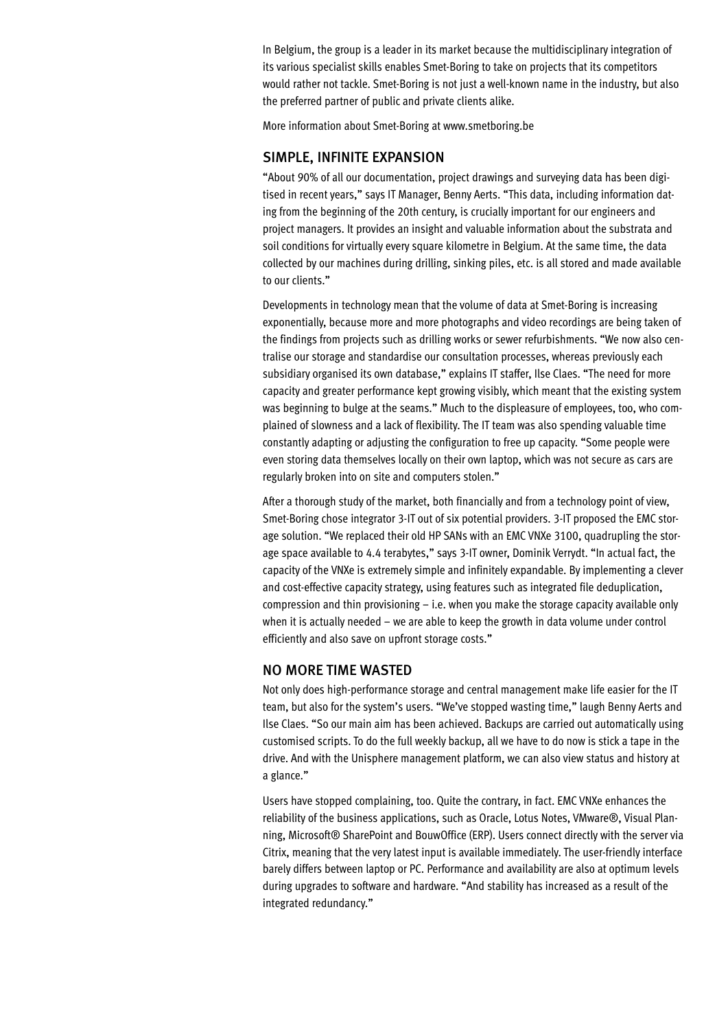In Belgium, the group is a leader in its market because the multidisciplinary integration of its various specialist skills enables Smet-Boring to take on projects that its competitors would rather not tackle. Smet-Boring is not just a well-known name in the industry, but also the preferred partner of public and private clients alike.

More information about Smet-Boring at www.smetboring.be

## SIMPLE, INFINITE EXPANSION

"About 90% of all our documentation, project drawings and surveying data has been digitised in recent years," says IT Manager, Benny Aerts. "This data, including information dating from the beginning of the 20th century, is crucially important for our engineers and project managers. It provides an insight and valuable information about the substrata and soil conditions for virtually every square kilometre in Belgium. At the same time, the data collected by our machines during drilling, sinking piles, etc. is all stored and made available to our clients."

Developments in technology mean that the volume of data at Smet-Boring is increasing exponentially, because more and more photographs and video recordings are being taken of the findings from projects such as drilling works or sewer refurbishments. "We now also centralise our storage and standardise our consultation processes, whereas previously each subsidiary organised its own database," explains IT staffer, Ilse Claes. "The need for more capacity and greater performance kept growing visibly, which meant that the existing system was beginning to bulge at the seams." Much to the displeasure of employees, too, who complained of slowness and a lack of flexibility. The IT team was also spending valuable time constantly adapting or adjusting the configuration to free up capacity. "Some people were even storing data themselves locally on their own laptop, which was not secure as cars are regularly broken into on site and computers stolen."

After a thorough study of the market, both financially and from a technology point of view, Smet-Boring chose integrator 3-IT out of six potential providers. 3-IT proposed the EMC storage solution. "We replaced their old HP SANs with an EMC VNXe 3100, quadrupling the storage space available to 4.4 terabytes," says 3-IT owner, Dominik Verrydt. "In actual fact, the capacity of the VNXe is extremely simple and infinitely expandable. By implementing a clever and cost-effective capacity strategy, using features such as integrated file deduplication, compression and thin provisioning – i.e. when you make the storage capacity available only when it is actually needed – we are able to keep the growth in data volume under control efficiently and also save on upfront storage costs."

## NO MORE TIME WASTED

Not only does high-performance storage and central management make life easier for the IT team, but also for the system's users. "We've stopped wasting time," laugh Benny Aerts and Ilse Claes. "So our main aim has been achieved. Backups are carried out automatically using customised scripts. To do the full weekly backup, all we have to do now is stick a tape in the drive. And with the Unisphere management platform, we can also view status and history at a glance."

Users have stopped complaining, too. Quite the contrary, in fact. EMC VNXe enhances the reliability of the business applications, such as Oracle, Lotus Notes, VMware®, Visual Planning, Microsoft® SharePoint and BouwOffice (ERP). Users connect directly with the server via Citrix, meaning that the very latest input is available immediately. The user-friendly interface barely differs between laptop or PC. Performance and availability are also at optimum levels during upgrades to software and hardware. "And stability has increased as a result of the integrated redundancy."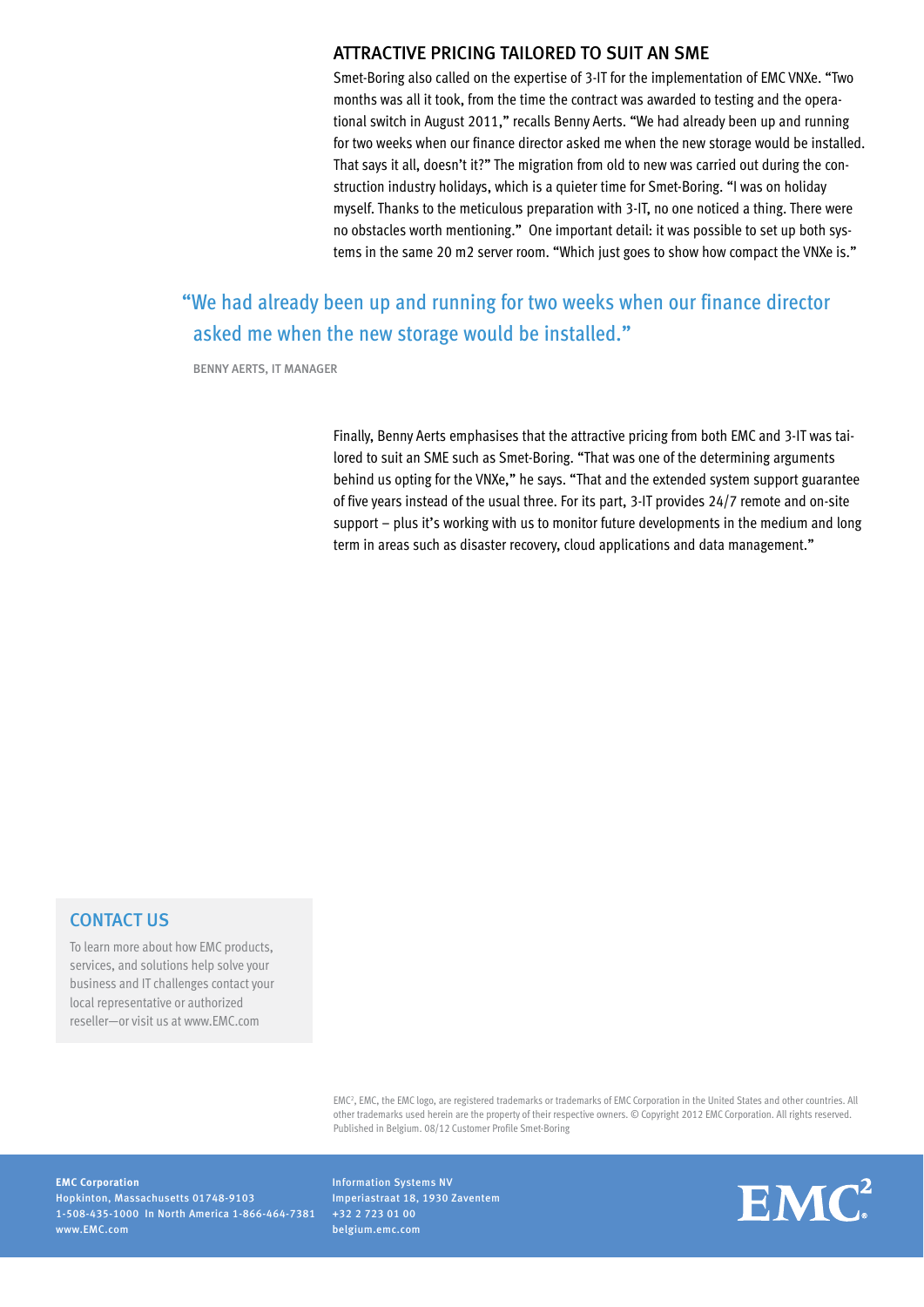## ATTRACTIVE PRICING TAILORED TO SUIT AN SME

Smet-Boring also called on the expertise of 3-IT for the implementation of EMC VNXe. "Two months was all it took, from the time the contract was awarded to testing and the operational switch in August 2011," recalls Benny Aerts. "We had already been up and running for two weeks when our finance director asked me when the new storage would be installed. That says it all, doesn't it?" The migration from old to new was carried out during the construction industry holidays, which is a quieter time for Smet-Boring. "I was on holiday myself. Thanks to the meticulous preparation with 3-IT, no one noticed a thing. There were no obstacles worth mentioning." One important detail: it was possible to set up both systems in the same 20 m2 server room. "Which just goes to show how compact the VNXe is."

> "We had already been up and running for two weeks when our finance director asked me when the new storage would be installed."
>
> BENNY AERTS, IT MANAGER

Finally, Benny Aerts emphasises that the attractive pricing from both EMC and 3-IT was tailored to suit an SME such as Smet-Boring. "That was one of the determining arguments behind us opting for the VNXe," he says. "That and the extended system support guarantee of five years instead of the usual three. For its part, 3-IT provides 24/7 remote and on-site support – plus it's working with us to monitor future developments in the medium and long term in areas such as disaster recovery, cloud applications and data management."

### CONTACT US

To learn more about how EMC products, services, and solutions help solve your business and IT challenges contact your local representative or authorized reseller—or visit us at www.EMC.com

EMC², EMC, the EMC logo, are registered trademarks or trademarks of EMC Corporation in the United States and other countries. All other trademarks used herein are the property of their respective owners. © Copyright 2012 EMC Corporation. All rights reserved. Published in Belgium. 08/12 Customer Profile Smet-Boring

**EMC Corporation**
Hopkinton, Massachusetts 01748-9103
1-508-435-1000 In North America 1-866-464-7381
www.EMC.com

Information Systems NV
Imperiastraat 18, 1930 Zaventem
+32 2 723 01 00
belgium.emc.com

EMC²